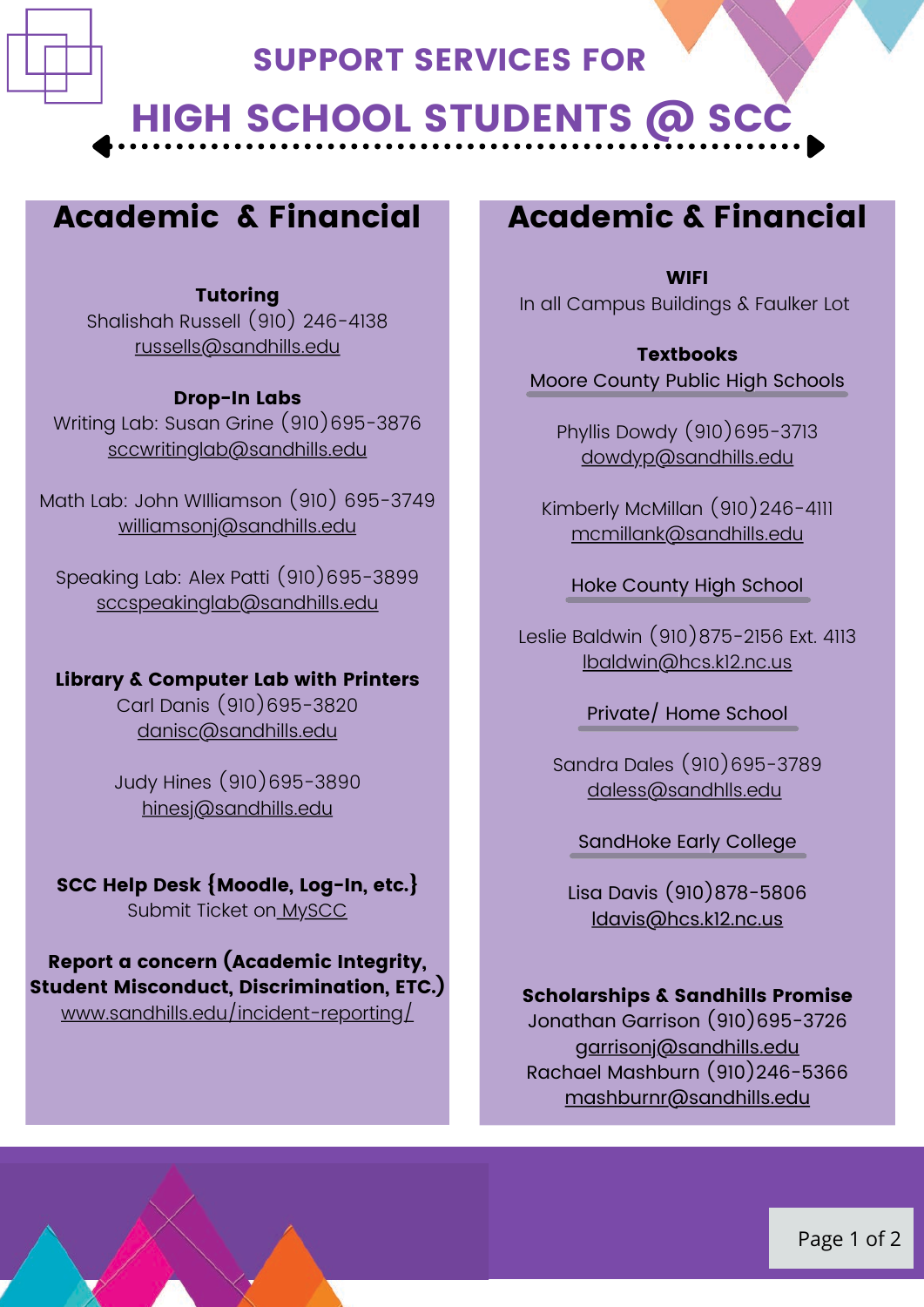# SUPPORT SERVICES FOR

# HIGH SCHOOL STUDENTS @ SCC

## Academic & Financial

**Tutoring**
Shalishah Russell (910) 246-4138
russells@sandhills.edu

**Drop-In Labs**
Writing Lab: Susan Grine (910)695-3876
sccwritinglab@sandhills.edu

Math Lab: John WIlliamson (910) 695-3749
williamsonj@sandhills.edu

Speaking Lab: Alex Patti (910)695-3899
sccspeakinglab@sandhills.edu

**Library & Computer Lab with Printers**
Carl Danis (910)695-3820
danisc@sandhills.edu

Judy Hines (910)695-3890
hinesj@sandhills.edu

**SCC Help Desk {Moodle, Log-In, etc.}**
Submit Ticket on MySCC

**Report a concern (Academic Integrity, Student Misconduct, Discrimination, ETC.)**
www.sandhills.edu/incident-reporting/

## Academic & Financial

**WIFI**
In all Campus Buildings & Faulker Lot

**Textbooks**

Moore County Public High Schools

Phyllis Dowdy (910)695-3713
dowdyp@sandhills.edu

Kimberly McMillan (910)246-4111
mcmillank@sandhills.edu

Hoke County High School

Leslie Baldwin (910)875-2156 Ext. 4113
lbaldwin@hcs.k12.nc.us

Private/ Home School

Sandra Dales (910)695-3789
daless@sandhlls.edu

SandHoke Early College

Lisa Davis (910)878-5806
ldavis@hcs.k12.nc.us

**Scholarships & Sandhills Promise**
Jonathan Garrison (910)695-3726
garrisonj@sandhills.edu
Rachael Mashburn (910)246-5366
mashburnr@sandhills.edu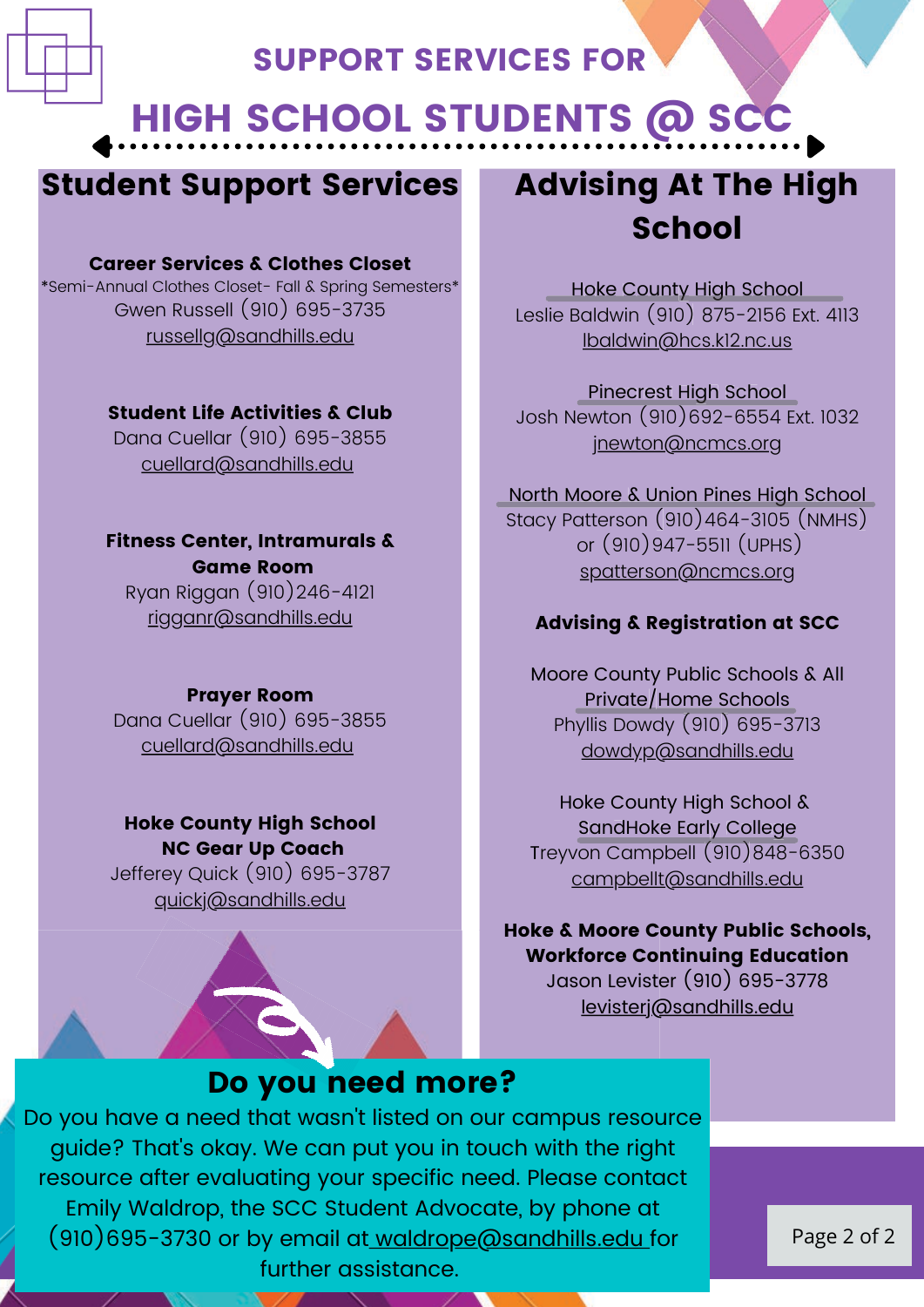# SUPPORT SERVICES FOR HIGH SCHOOL STUDENTS @ SCC

## Student Support Services

**Career Services & Clothes Closet**
*Semi-Annual Clothes Closet- Fall & Spring Semesters*
Gwen Russell (910) 695-3735
russellg@sandhills.edu

**Student Life Activities & Club**
Dana Cuellar (910) 695-3855
cuellard@sandhills.edu

**Fitness Center, Intramurals & Game Room**
Ryan Riggan (910)246-4121
rigganr@sandhills.edu

**Prayer Room**
Dana Cuellar (910) 695-3855
cuellard@sandhills.edu

**Hoke County High School NC Gear Up Coach**
Jefferey Quick (910) 695-3787
quickj@sandhills.edu

## Advising At The High School

Hoke County High School
Leslie Baldwin (910) 875-2156 Ext. 4113
lbaldwin@hcs.k12.nc.us

Pinecrest High School
Josh Newton (910)692-6554 Ext. 1032
jnewton@ncmcs.org

North Moore & Union Pines High School
Stacy Patterson (910)464-3105 (NMHS) or (910)947-5511 (UPHS)
spatterson@ncmcs.org

**Advising & Registration at SCC**

Moore County Public Schools & All Private/Home Schools
Phyllis Dowdy (910) 695-3713
dowdyp@sandhills.edu

Hoke County High School & SandHoke Early College
Treyvon Campbell (910)848-6350
campbellt@sandhills.edu

**Hoke & Moore County Public Schools, Workforce Continuing Education**
Jason Levister (910) 695-3778
levisterj@sandhills.edu

## Do you need more?

Do you have a need that wasn't listed on our campus resource guide? That's okay. We can put you in touch with the right resource after evaluating your specific need. Please contact Emily Waldrop, the SCC Student Advocate, by phone at (910)695-3730 or by email at waldrope@sandhills.edu for further assistance.